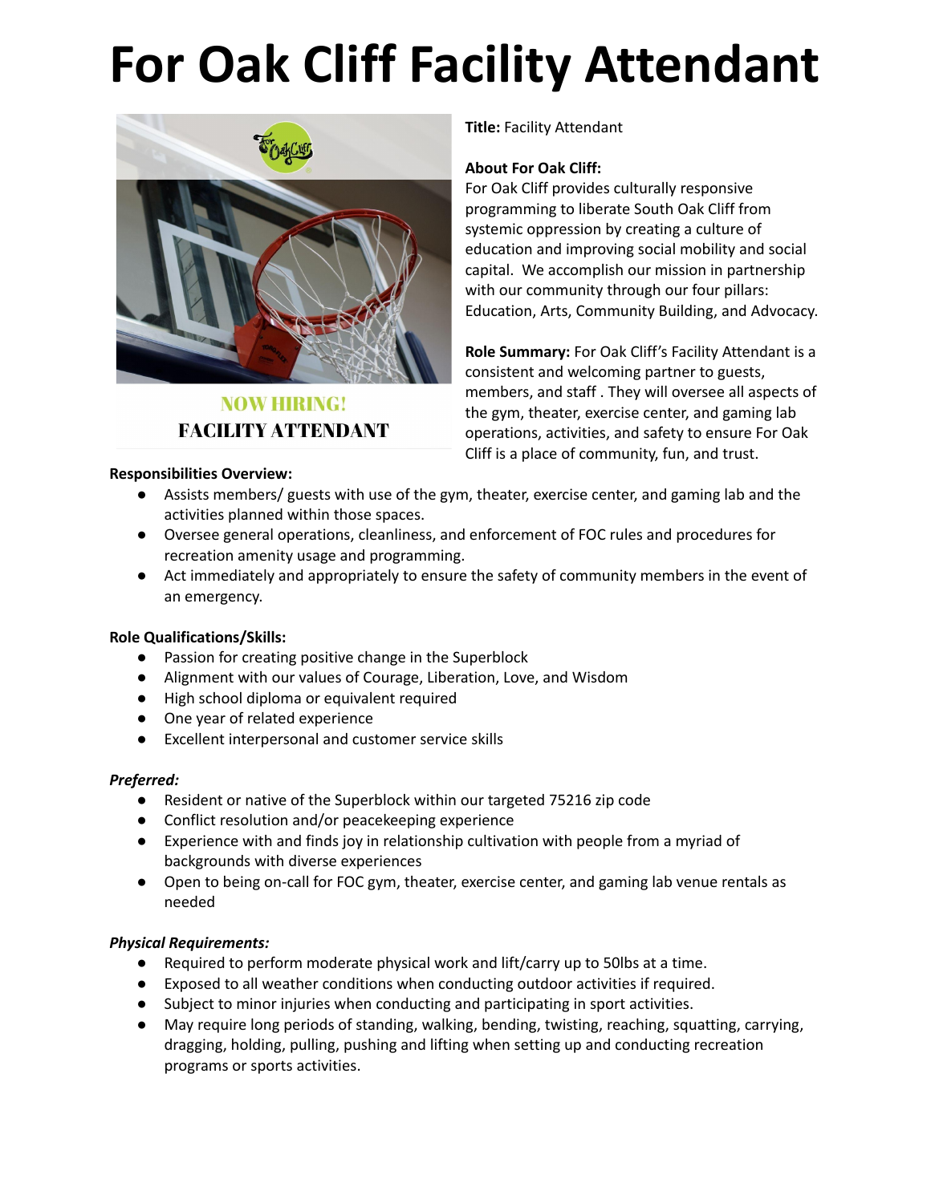# For Oak Cliff Facility Attendant

NOW HIRING!
FACILITY ATTENDANT

**Title:** Facility Attendant

**About For Oak Cliff:**
For Oak Cliff provides culturally responsive programming to liberate South Oak Cliff from systemic oppression by creating a culture of education and improving social mobility and social capital. We accomplish our mission in partnership with our community through our four pillars: Education, Arts, Community Building, and Advocacy.

**Role Summary:** For Oak Cliff's Facility Attendant is a consistent and welcoming partner to guests, members, and staff . They will oversee all aspects of the gym, theater, exercise center, and gaming lab operations, activities, and safety to ensure For Oak Cliff is a place of community, fun, and trust.

**Responsibilities Overview:**

- Assists members/ guests with use of the gym, theater, exercise center, and gaming lab and the activities planned within those spaces.
- Oversee general operations, cleanliness, and enforcement of FOC rules and procedures for recreation amenity usage and programming.
- Act immediately and appropriately to ensure the safety of community members in the event of an emergency.

**Role Qualifications/Skills:**

- Passion for creating positive change in the Superblock
- Alignment with our values of Courage, Liberation, Love, and Wisdom
- High school diploma or equivalent required
- One year of related experience
- Excellent interpersonal and customer service skills

***Preferred:***

- Resident or native of the Superblock within our targeted 75216 zip code
- Conflict resolution and/or peacekeeping experience
- Experience with and finds joy in relationship cultivation with people from a myriad of backgrounds with diverse experiences
- Open to being on-call for FOC gym, theater, exercise center, and gaming lab venue rentals as needed

***Physical Requirements:***

- Required to perform moderate physical work and lift/carry up to 50lbs at a time.
- Exposed to all weather conditions when conducting outdoor activities if required.
- Subject to minor injuries when conducting and participating in sport activities.
- May require long periods of standing, walking, bending, twisting, reaching, squatting, carrying, dragging, holding, pulling, pushing and lifting when setting up and conducting recreation programs or sports activities.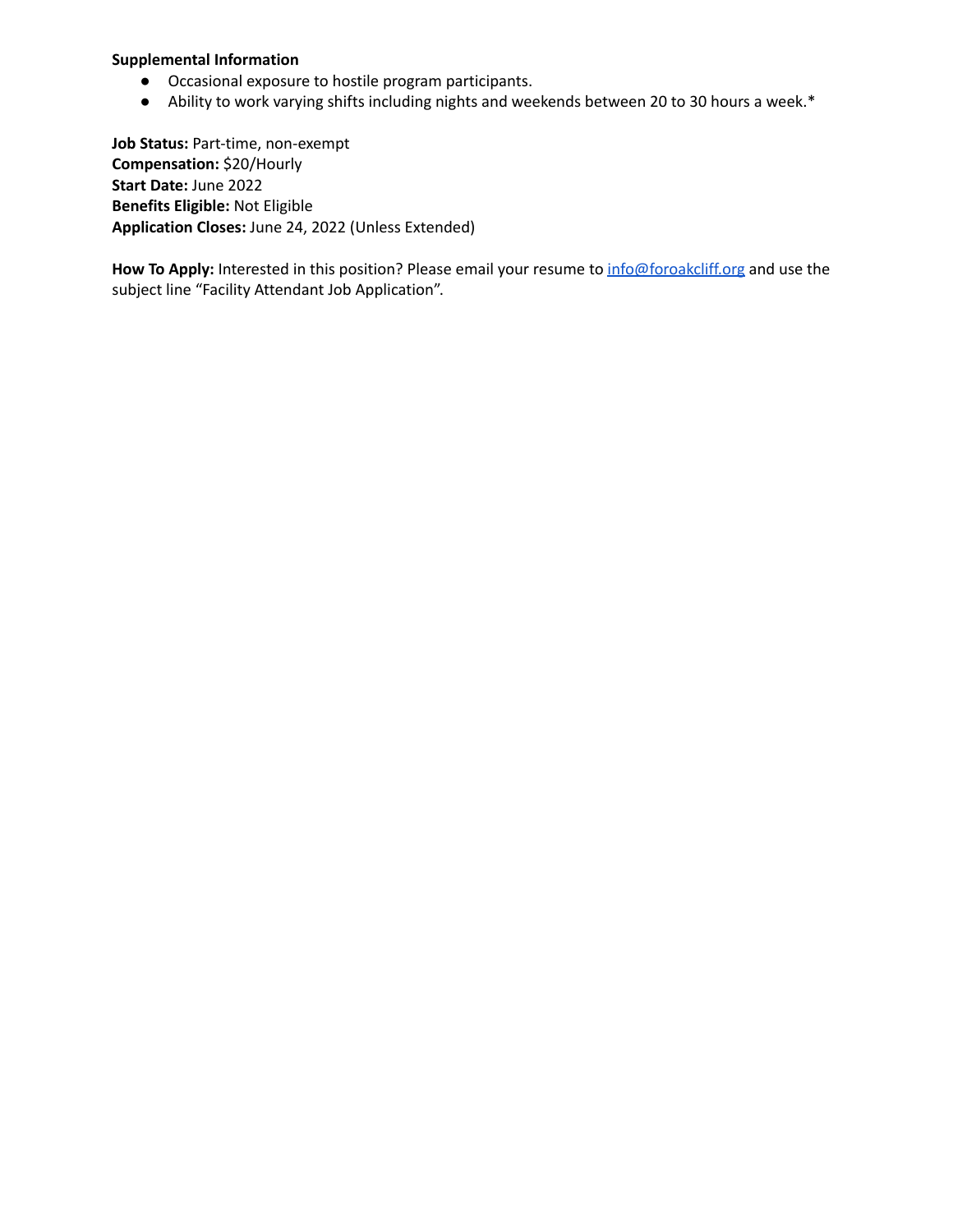**Supplemental Information**

- Occasional exposure to hostile program participants.
- Ability to work varying shifts including nights and weekends between 20 to 30 hours a week.*

**Job Status:** Part-time, non-exempt
**Compensation:** $20/Hourly
**Start Date:** June 2022
**Benefits Eligible:** Not Eligible
**Application Closes:** June 24, 2022 (Unless Extended)

**How To Apply:** Interested in this position? Please email your resume to info@foroakcliff.org and use the subject line "Facility Attendant Job Application".